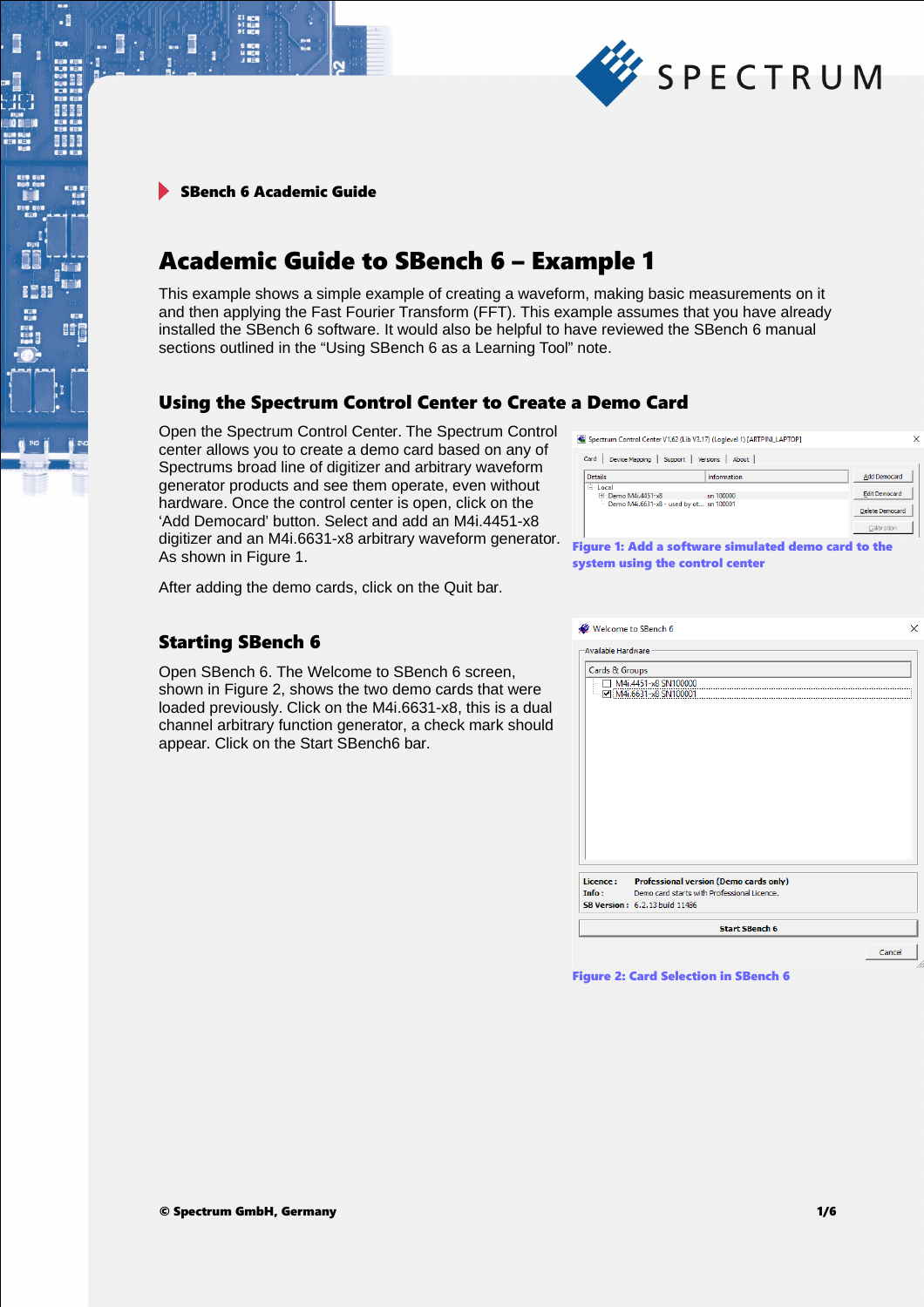SBench 6 Academic Guide

# Academic Guide to SBench 6 – Example 1

This example shows a simple example of creating a waveform, making basic measurements on it and then applying the Fast Fourier Transform (FFT). This example assumes that you have already installed the SBench 6 software. It would also be helpful to have reviewed the SBench 6 manual sections outlined in the “Using SBench 6 as a Learning Tool” note.

## Using the Spectrum Control Center to Create a Demo Card

Open the Spectrum Control Center. The Spectrum Control center allows you to create a demo card based on any of Spectrums broad line of digitizer and arbitrary waveform generator products and see them operate, even without hardware. Once the control center is open, click on the ‘Add Democard’ button. Select and add an M4i.4451-x8 digitizer and an M4i.6631-x8 arbitrary waveform generator. As shown in Figure 1.

After adding the demo cards, click on the Quit bar.

**Figure 1: Add a software simulated demo card to the system using the control center**

## Starting SBench 6

Open SBench 6. The Welcome to SBench 6 screen, shown in Figure 2, shows the two demo cards that were loaded previously. Click on the M4i.6631-x8, this is a dual channel arbitrary function generator, a check mark should appear. Click on the Start SBench6 bar.

**Figure 2: Card Selection in SBench 6**

© Spectrum GmbH, Germany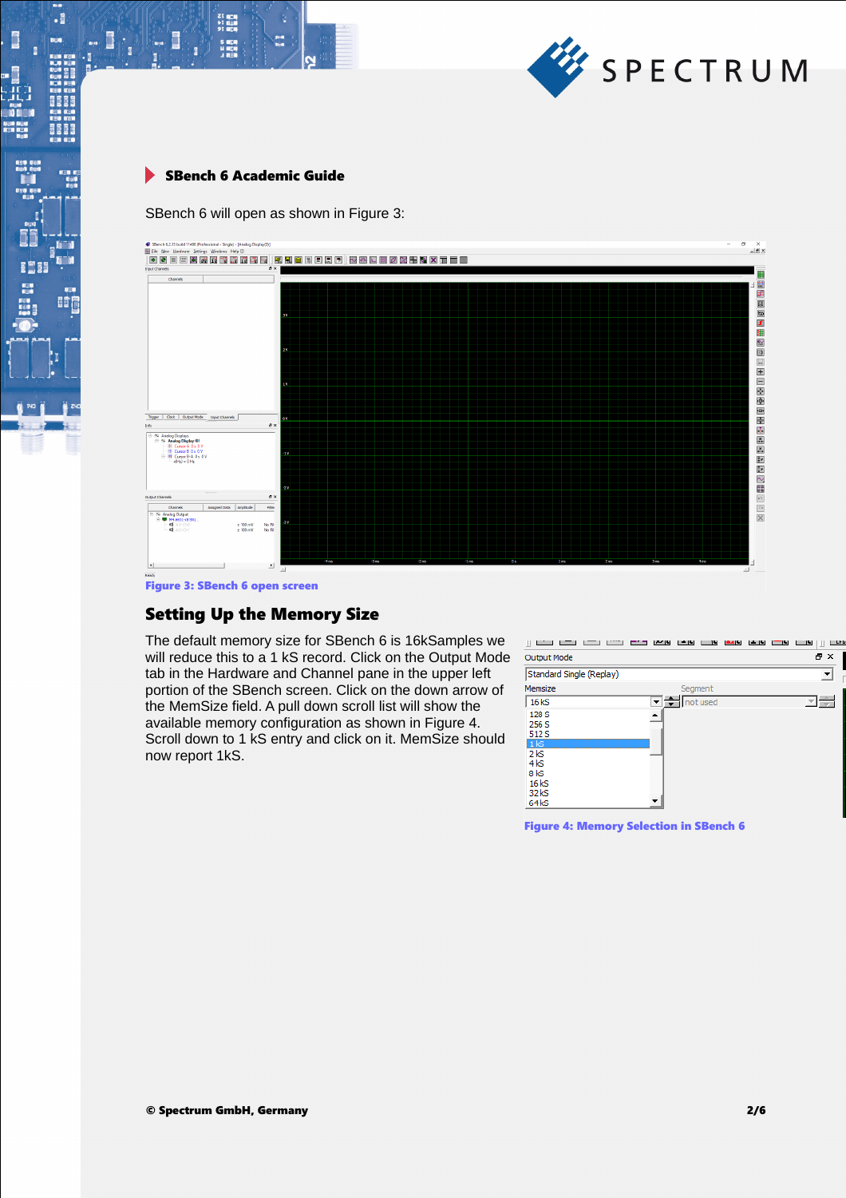## SBench 6 Academic Guide

SBench 6 will open as shown in Figure 3:

**Figure 3: SBench 6 open screen**

## Setting Up the Memory Size

The default memory size for SBench 6 is 16kSamples we will reduce this to a 1 kS record. Click on the Output Mode tab in the Hardware and Channel pane in the upper left portion of the SBench screen. Click on the down arrow of the MemSize field. A pull down scroll list will show the available memory configuration as shown in Figure 4. Scroll down to 1 kS entry and click on it. MemSize should now report 1kS.

**Figure 4: Memory Selection in SBench 6**

© Spectrum GmbH, Germany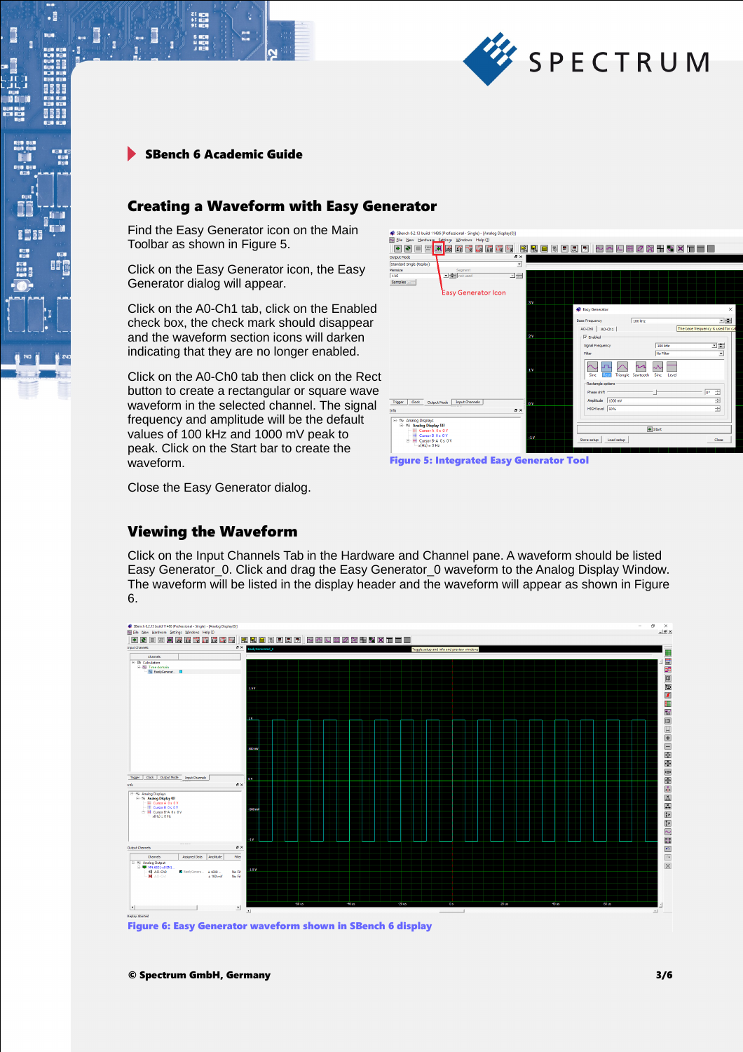## Creating a Waveform with Easy Generator

Find the Easy Generator icon on the Main Toolbar as shown in Figure 5.

Click on the Easy Generator icon, the Easy Generator dialog will appear.

Click on the A0-Ch1 tab, click on the Enabled check box, the check mark should disappear and the waveform section icons will darken indicating that they are no longer enabled.

Click on the A0-Ch0 tab then click on the Rect button to create a rectangular or square wave waveform in the selected channel. The signal frequency and amplitude will be the default values of 100 kHz and 1000 mV peak to peak. Click on the Start bar to create the waveform.

Close the Easy Generator dialog.

Figure 5: Integrated Easy Generator Tool

## Viewing the Waveform

Click on the Input Channels Tab in the Hardware and Channel pane. A waveform should be listed Easy Generator_0. Click and drag the Easy Generator_0 waveform to the Analog Display Window. The waveform will be listed in the display header and the waveform will appear as shown in Figure 6.

Figure 6: Easy Generator waveform shown in SBench 6 display

© Spectrum GmbH, Germany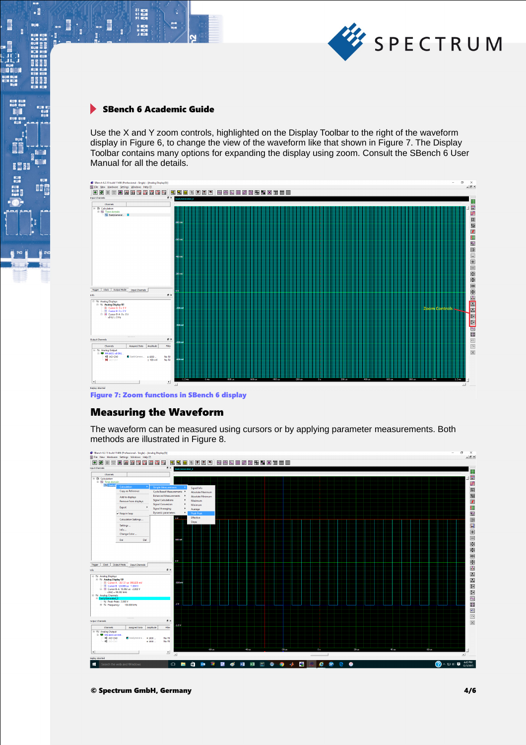Use the X and Y zoom controls, highlighted on the Display Toolbar to the right of the waveform display in Figure 6, to change the view of the waveform like that shown in Figure 7. The Display Toolbar contains many options for expanding the display using zoom. Consult the SBench 6 User Manual for all the details.

**Figure 7: Zoom functions in SBench 6 display**

## Measuring the Waveform

The waveform can be measured using cursors or by applying parameter measurements. Both methods are illustrated in Figure 8.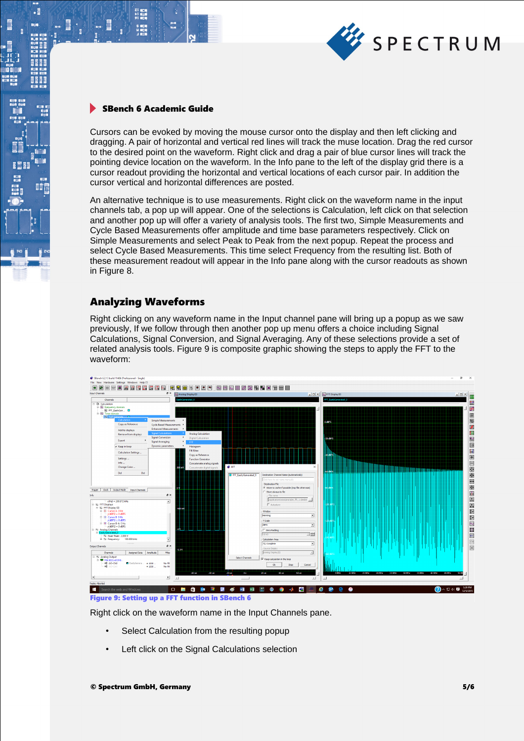### SBench 6 Academic Guide

Cursors can be evoked by moving the mouse cursor onto the display and then left clicking and dragging. A pair of horizontal and vertical red lines will track the muse location. Drag the red cursor to the desired point on the waveform. Right click and drag a pair of blue cursor lines will track the pointing device location on the waveform. In the Info pane to the left of the display grid there is a cursor readout providing the horizontal and vertical locations of each cursor pair. In addition the cursor vertical and horizontal differences are posted.

An alternative technique is to use measurements. Right click on the waveform name in the input channels tab, a pop up will appear. One of the selections is Calculation, left click on that selection and another pop up will offer a variety of analysis tools. The first two, Simple Measurements and Cycle Based Measurements offer amplitude and time base parameters respectively. Click on Simple Measurements and select Peak to Peak from the next popup. Repeat the process and select Cycle Based Measurements. This time select Frequency from the resulting list. Both of these measurement readout will appear in the Info pane along with the cursor readouts as shown in Figure 8.

## Analyzing Waveforms

Right clicking on any waveform name in the Input channel pane will bring up a popup as we saw previously, If we follow through then another pop up menu offers a choice including Signal Calculations, Signal Conversion, and Signal Averaging. Any of these selections provide a set of related analysis tools. Figure 9 is composite graphic showing the steps to apply the FFT to the waveform:

**Figure 9: Setting up a FFT function in SBench 6**

Right click on the waveform name in the Input Channels pane.

- Select Calculation from the resulting popup
- Left click on the Signal Calculations selection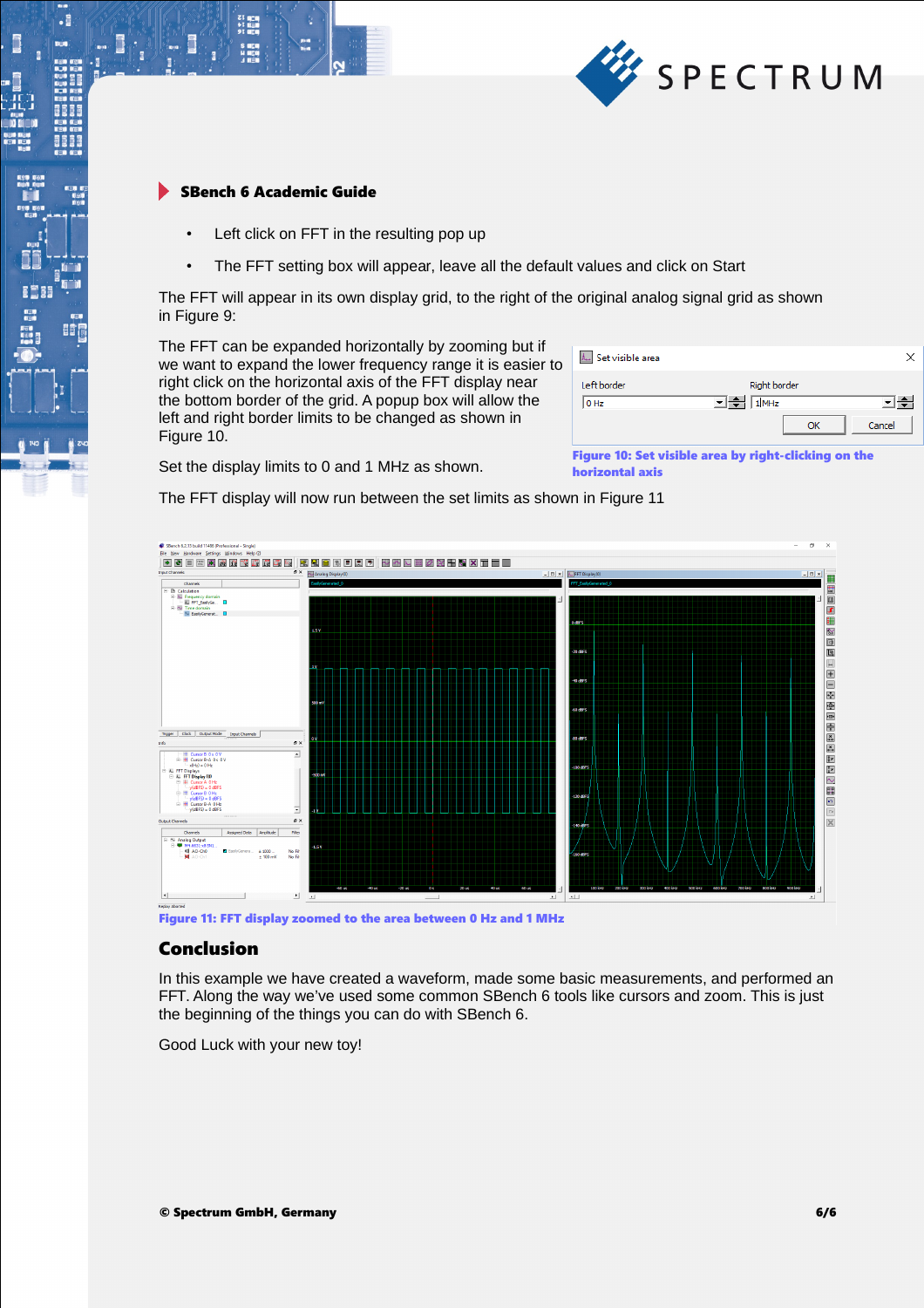- Left click on FFT in the resulting pop up
- The FFT setting box will appear, leave all the default values and click on Start

The FFT will appear in its own display grid, to the right of the original analog signal grid as shown in Figure 9:

The FFT can be expanded horizontally by zooming but if we want to expand the lower frequency range it is easier to right click on the horizontal axis of the FFT display near the bottom border of the grid. A popup box will allow the left and right border limits to be changed as shown in Figure 10.

Set visible area

Left border

0 Hz

Right border

1MHz

OK

Cancel

**Figure 10: Set visible area by right-clicking on the horizontal axis**

Set the display limits to 0 and 1 MHz as shown.

The FFT display will now run between the set limits as shown in Figure 11

**Figure 11: FFT display zoomed to the area between 0 Hz and 1 MHz**

## Conclusion

In this example we have created a waveform, made some basic measurements, and performed an FFT. Along the way we've used some common SBench 6 tools like cursors and zoom. This is just the beginning of the things you can do with SBench 6.

Good Luck with your new toy!

**© Spectrum GmbH, Germany**